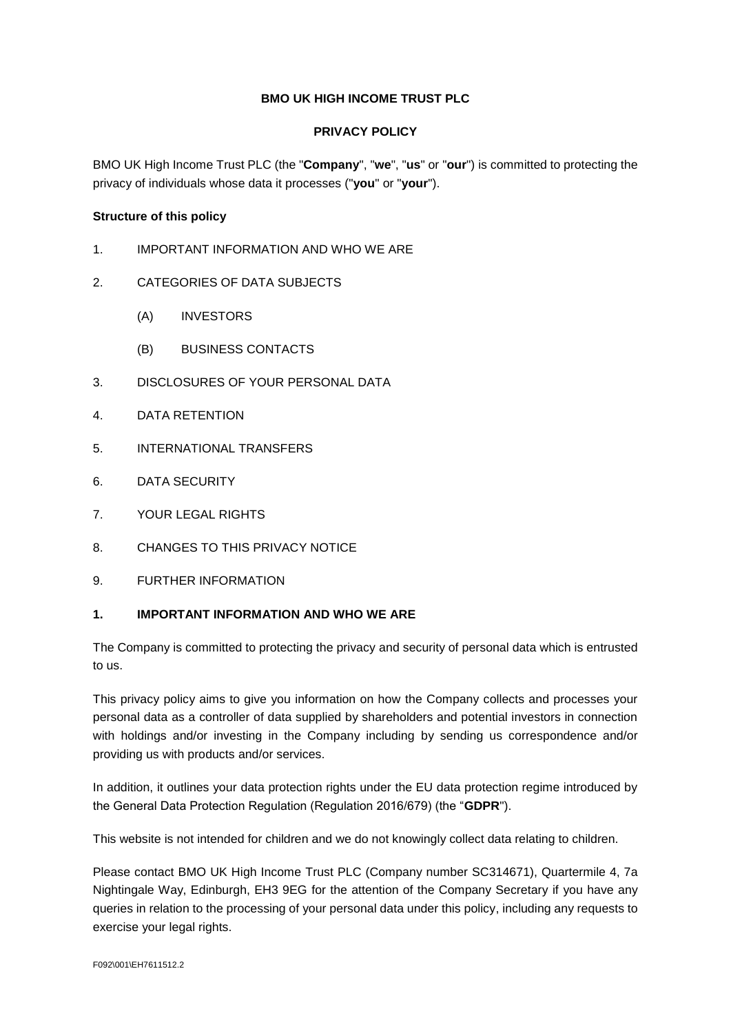**BMO UK HIGH INCOME TRUST PLC**

**PRIVACY POLICY**

BMO UK High Income Trust PLC (the "**Company**", "**we**", "**us**" or "**our**") is committed to protecting the privacy of individuals whose data it processes ("**you**" or "**your**").

**Structure of this policy**

1. IMPORTANT INFORMATION AND WHO WE ARE
2. CATEGORIES OF DATA SUBJECTS
   - (A) INVESTORS
   - (B) BUSINESS CONTACTS
3. DISCLOSURES OF YOUR PERSONAL DATA
4. DATA RETENTION
5. INTERNATIONAL TRANSFERS
6. DATA SECURITY
7. YOUR LEGAL RIGHTS
8. CHANGES TO THIS PRIVACY NOTICE
9. FURTHER INFORMATION

## 1. IMPORTANT INFORMATION AND WHO WE ARE

The Company is committed to protecting the privacy and security of personal data which is entrusted to us.

This privacy policy aims to give you information on how the Company collects and processes your personal data as a controller of data supplied by shareholders and potential investors in connection with holdings and/or investing in the Company including by sending us correspondence and/or providing us with products and/or services.

In addition, it outlines your data protection rights under the EU data protection regime introduced by the General Data Protection Regulation (Regulation 2016/679) (the "**GDPR**").

This website is not intended for children and we do not knowingly collect data relating to children.

Please contact BMO UK High Income Trust PLC (Company number SC314671), Quartermile 4, 7a Nightingale Way, Edinburgh, EH3 9EG for the attention of the Company Secretary if you have any queries in relation to the processing of your personal data under this policy, including any requests to exercise your legal rights.

F092\001\EH7611512.2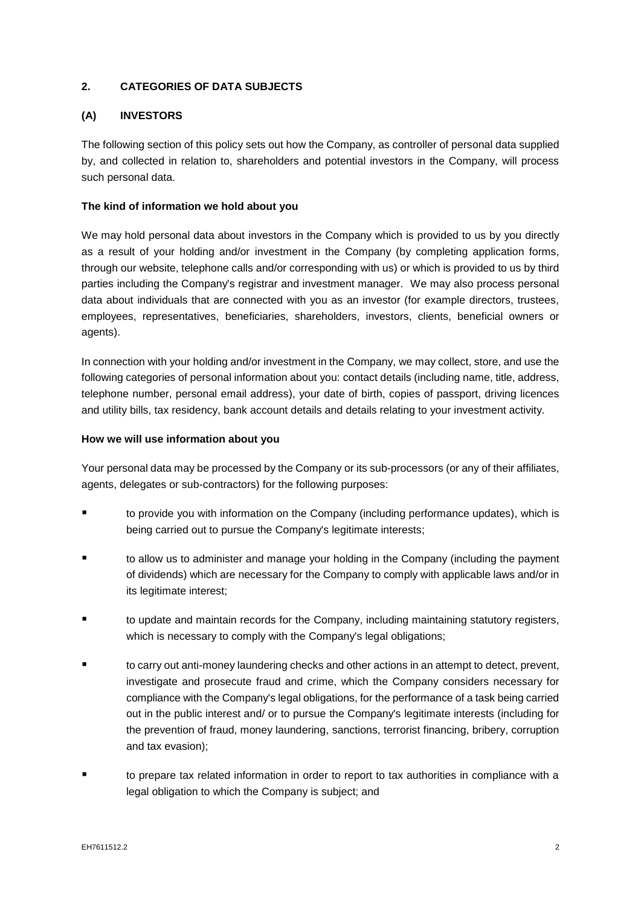## 2. CATEGORIES OF DATA SUBJECTS

### (A) INVESTORS

The following section of this policy sets out how the Company, as controller of personal data supplied by, and collected in relation to, shareholders and potential investors in the Company, will process such personal data.

**The kind of information we hold about you**

We may hold personal data about investors in the Company which is provided to us by you directly as a result of your holding and/or investment in the Company (by completing application forms, through our website, telephone calls and/or corresponding with us) or which is provided to us by third parties including the Company's registrar and investment manager. We may also process personal data about individuals that are connected with you as an investor (for example directors, trustees, employees, representatives, beneficiaries, shareholders, investors, clients, beneficial owners or agents).

In connection with your holding and/or investment in the Company, we may collect, store, and use the following categories of personal information about you: contact details (including name, title, address, telephone number, personal email address), your date of birth, copies of passport, driving licences and utility bills, tax residency, bank account details and details relating to your investment activity.

**How we will use information about you**

Your personal data may be processed by the Company or its sub-processors (or any of their affiliates, agents, delegates or sub-contractors) for the following purposes:

- to provide you with information on the Company (including performance updates), which is being carried out to pursue the Company's legitimate interests;
- to allow us to administer and manage your holding in the Company (including the payment of dividends) which are necessary for the Company to comply with applicable laws and/or in its legitimate interest;
- to update and maintain records for the Company, including maintaining statutory registers, which is necessary to comply with the Company's legal obligations;
- to carry out anti-money laundering checks and other actions in an attempt to detect, prevent, investigate and prosecute fraud and crime, which the Company considers necessary for compliance with the Company's legal obligations, for the performance of a task being carried out in the public interest and/ or to pursue the Company's legitimate interests (including for the prevention of fraud, money laundering, sanctions, terrorist financing, bribery, corruption and tax evasion);
- to prepare tax related information in order to report to tax authorities in compliance with a legal obligation to which the Company is subject; and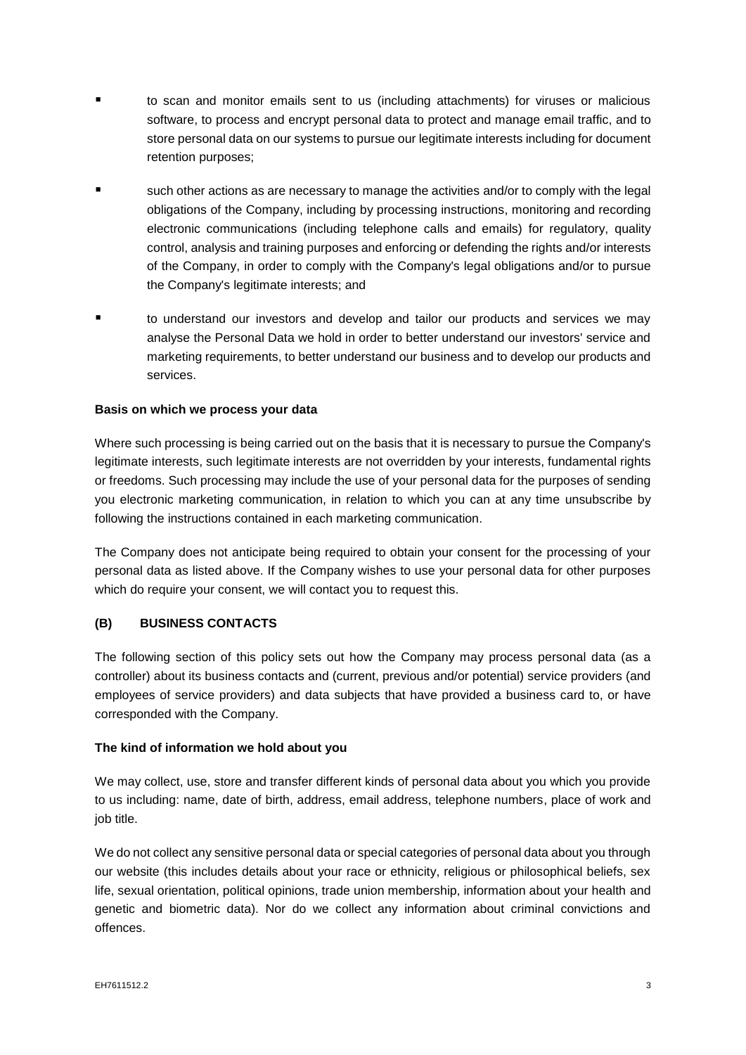- to scan and monitor emails sent to us (including attachments) for viruses or malicious software, to process and encrypt personal data to protect and manage email traffic, and to store personal data on our systems to pursue our legitimate interests including for document retention purposes;
- such other actions as are necessary to manage the activities and/or to comply with the legal obligations of the Company, including by processing instructions, monitoring and recording electronic communications (including telephone calls and emails) for regulatory, quality control, analysis and training purposes and enforcing or defending the rights and/or interests of the Company, in order to comply with the Company's legal obligations and/or to pursue the Company's legitimate interests; and
- to understand our investors and develop and tailor our products and services we may analyse the Personal Data we hold in order to better understand our investors' service and marketing requirements, to better understand our business and to develop our products and services.

**Basis on which we process your data**

Where such processing is being carried out on the basis that it is necessary to pursue the Company's legitimate interests, such legitimate interests are not overridden by your interests, fundamental rights or freedoms. Such processing may include the use of your personal data for the purposes of sending you electronic marketing communication, in relation to which you can at any time unsubscribe by following the instructions contained in each marketing communication.

The Company does not anticipate being required to obtain your consent for the processing of your personal data as listed above. If the Company wishes to use your personal data for other purposes which do require your consent, we will contact you to request this.

## (B) BUSINESS CONTACTS

The following section of this policy sets out how the Company may process personal data (as a controller) about its business contacts and (current, previous and/or potential) service providers (and employees of service providers) and data subjects that have provided a business card to, or have corresponded with the Company.

**The kind of information we hold about you**

We may collect, use, store and transfer different kinds of personal data about you which you provide to us including: name, date of birth, address, email address, telephone numbers, place of work and job title.

We do not collect any sensitive personal data or special categories of personal data about you through our website (this includes details about your race or ethnicity, religious or philosophical beliefs, sex life, sexual orientation, political opinions, trade union membership, information about your health and genetic and biometric data). Nor do we collect any information about criminal convictions and offences.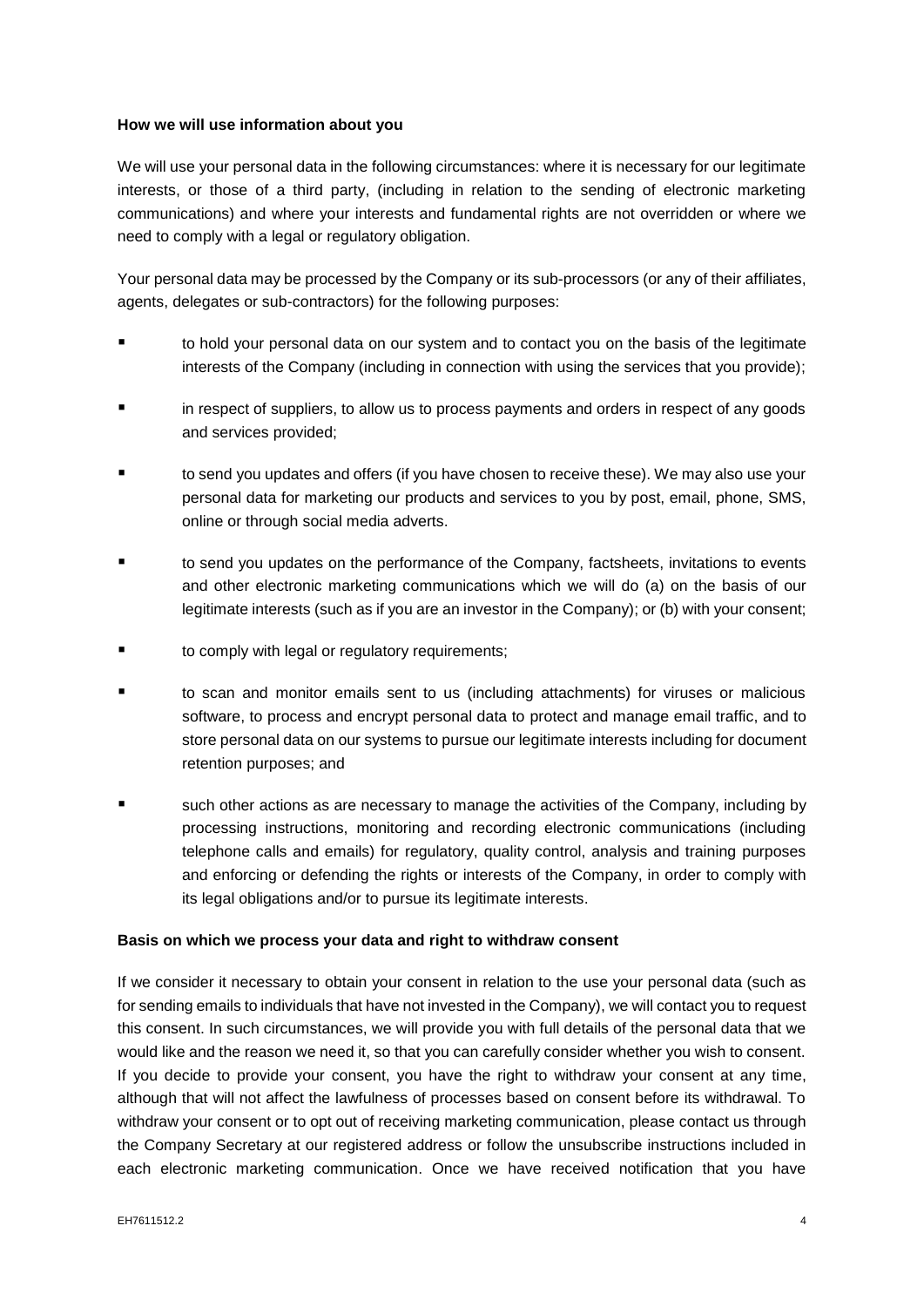**How we will use information about you**

We will use your personal data in the following circumstances: where it is necessary for our legitimate interests, or those of a third party, (including in relation to the sending of electronic marketing communications) and where your interests and fundamental rights are not overridden or where we need to comply with a legal or regulatory obligation.

Your personal data may be processed by the Company or its sub-processors (or any of their affiliates, agents, delegates or sub-contractors) for the following purposes:

- to hold your personal data on our system and to contact you on the basis of the legitimate interests of the Company (including in connection with using the services that you provide);
- in respect of suppliers, to allow us to process payments and orders in respect of any goods and services provided;
- to send you updates and offers (if you have chosen to receive these). We may also use your personal data for marketing our products and services to you by post, email, phone, SMS, online or through social media adverts.
- to send you updates on the performance of the Company, factsheets, invitations to events and other electronic marketing communications which we will do (a) on the basis of our legitimate interests (such as if you are an investor in the Company); or (b) with your consent;
- to comply with legal or regulatory requirements;
- to scan and monitor emails sent to us (including attachments) for viruses or malicious software, to process and encrypt personal data to protect and manage email traffic, and to store personal data on our systems to pursue our legitimate interests including for document retention purposes; and
- such other actions as are necessary to manage the activities of the Company, including by processing instructions, monitoring and recording electronic communications (including telephone calls and emails) for regulatory, quality control, analysis and training purposes and enforcing or defending the rights or interests of the Company, in order to comply with its legal obligations and/or to pursue its legitimate interests.

**Basis on which we process your data and right to withdraw consent**

If we consider it necessary to obtain your consent in relation to the use your personal data (such as for sending emails to individuals that have not invested in the Company), we will contact you to request this consent. In such circumstances, we will provide you with full details of the personal data that we would like and the reason we need it, so that you can carefully consider whether you wish to consent. If you decide to provide your consent, you have the right to withdraw your consent at any time, although that will not affect the lawfulness of processes based on consent before its withdrawal. To withdraw your consent or to opt out of receiving marketing communication, please contact us through the Company Secretary at our registered address or follow the unsubscribe instructions included in each electronic marketing communication. Once we have received notification that you have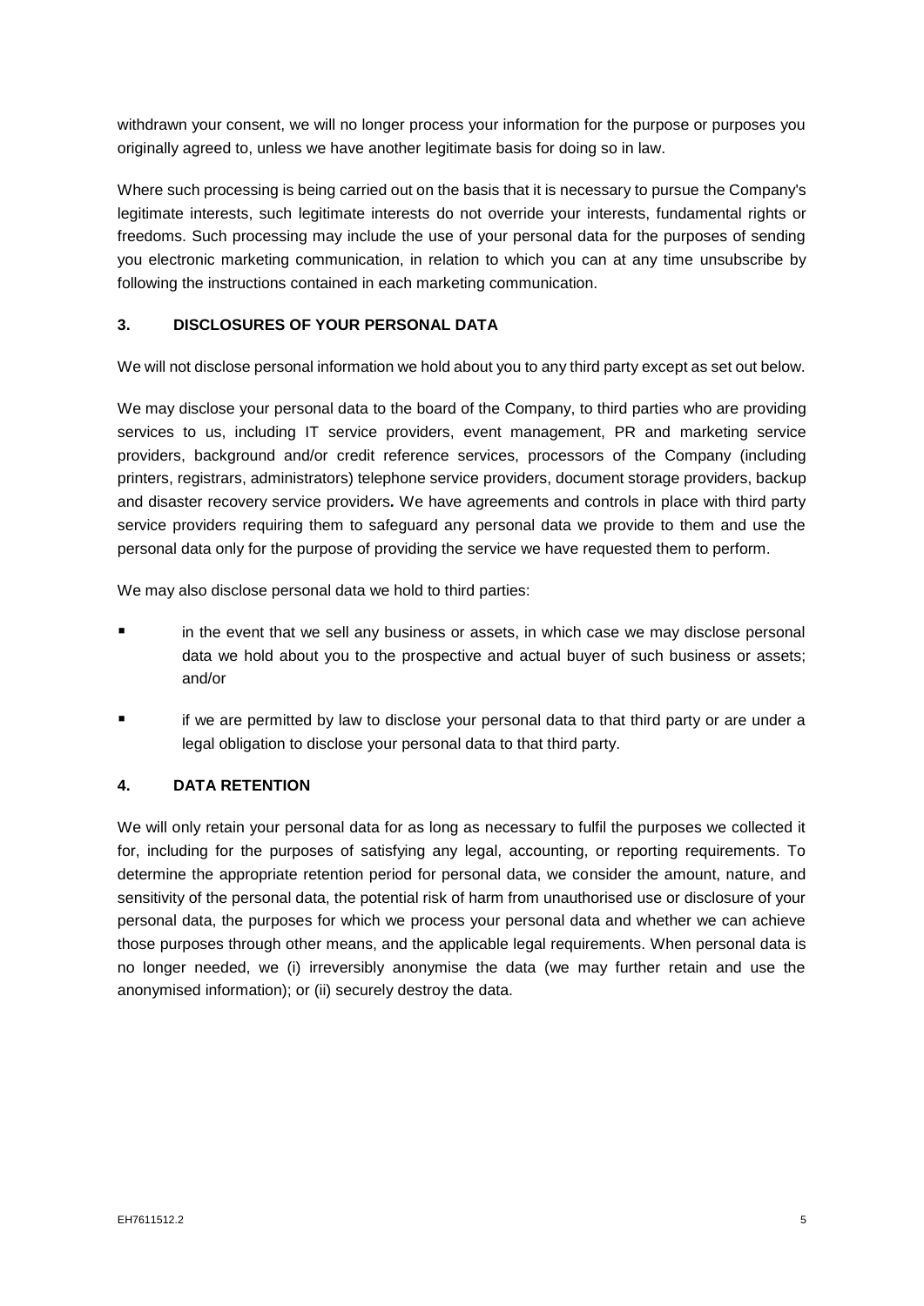withdrawn your consent, we will no longer process your information for the purpose or purposes you originally agreed to, unless we have another legitimate basis for doing so in law.

Where such processing is being carried out on the basis that it is necessary to pursue the Company's legitimate interests, such legitimate interests do not override your interests, fundamental rights or freedoms. Such processing may include the use of your personal data for the purposes of sending you electronic marketing communication, in relation to which you can at any time unsubscribe by following the instructions contained in each marketing communication.

## 3. DISCLOSURES OF YOUR PERSONAL DATA

We will not disclose personal information we hold about you to any third party except as set out below.

We may disclose your personal data to the board of the Company, to third parties who are providing services to us, including IT service providers, event management, PR and marketing service providers, background and/or credit reference services, processors of the Company (including printers, registrars, administrators) telephone service providers, document storage providers, backup and disaster recovery service providers**.** We have agreements and controls in place with third party service providers requiring them to safeguard any personal data we provide to them and use the personal data only for the purpose of providing the service we have requested them to perform.

We may also disclose personal data we hold to third parties:

- in the event that we sell any business or assets, in which case we may disclose personal data we hold about you to the prospective and actual buyer of such business or assets; and/or
- if we are permitted by law to disclose your personal data to that third party or are under a legal obligation to disclose your personal data to that third party.

## 4. DATA RETENTION

We will only retain your personal data for as long as necessary to fulfil the purposes we collected it for, including for the purposes of satisfying any legal, accounting, or reporting requirements. To determine the appropriate retention period for personal data, we consider the amount, nature, and sensitivity of the personal data, the potential risk of harm from unauthorised use or disclosure of your personal data, the purposes for which we process your personal data and whether we can achieve those purposes through other means, and the applicable legal requirements. When personal data is no longer needed, we (i) irreversibly anonymise the data (we may further retain and use the anonymised information); or (ii) securely destroy the data.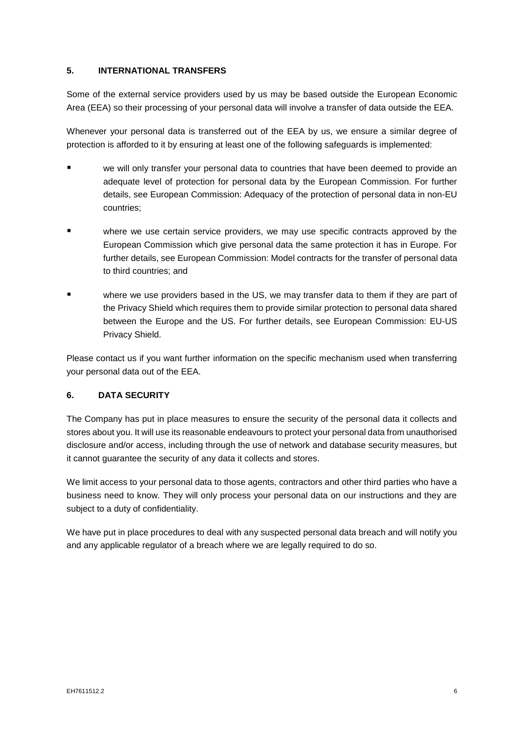## 5. INTERNATIONAL TRANSFERS

Some of the external service providers used by us may be based outside the European Economic Area (EEA) so their processing of your personal data will involve a transfer of data outside the EEA.

Whenever your personal data is transferred out of the EEA by us, we ensure a similar degree of protection is afforded to it by ensuring at least one of the following safeguards is implemented:

- we will only transfer your personal data to countries that have been deemed to provide an adequate level of protection for personal data by the European Commission. For further details, see European Commission: Adequacy of the protection of personal data in non-EU countries;
- where we use certain service providers, we may use specific contracts approved by the European Commission which give personal data the same protection it has in Europe. For further details, see European Commission: Model contracts for the transfer of personal data to third countries; and
- where we use providers based in the US, we may transfer data to them if they are part of the Privacy Shield which requires them to provide similar protection to personal data shared between the Europe and the US. For further details, see European Commission: EU-US Privacy Shield.

Please contact us if you want further information on the specific mechanism used when transferring your personal data out of the EEA.

## 6. DATA SECURITY

The Company has put in place measures to ensure the security of the personal data it collects and stores about you. It will use its reasonable endeavours to protect your personal data from unauthorised disclosure and/or access, including through the use of network and database security measures, but it cannot guarantee the security of any data it collects and stores.

We limit access to your personal data to those agents, contractors and other third parties who have a business need to know. They will only process your personal data on our instructions and they are subject to a duty of confidentiality.

We have put in place procedures to deal with any suspected personal data breach and will notify you and any applicable regulator of a breach where we are legally required to do so.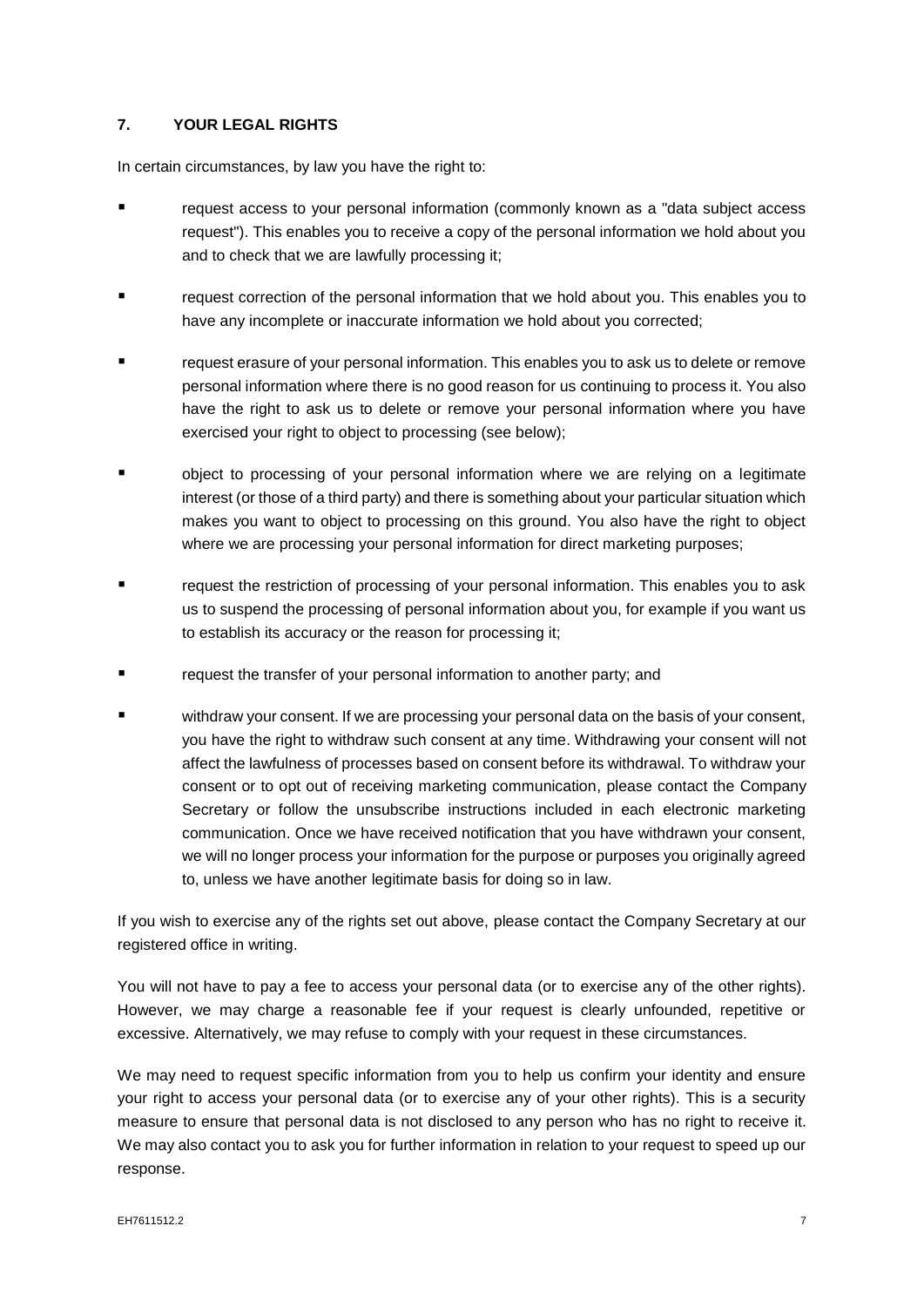## 7. YOUR LEGAL RIGHTS

In certain circumstances, by law you have the right to:

- request access to your personal information (commonly known as a "data subject access request"). This enables you to receive a copy of the personal information we hold about you and to check that we are lawfully processing it;
- request correction of the personal information that we hold about you. This enables you to have any incomplete or inaccurate information we hold about you corrected;
- request erasure of your personal information. This enables you to ask us to delete or remove personal information where there is no good reason for us continuing to process it. You also have the right to ask us to delete or remove your personal information where you have exercised your right to object to processing (see below);
- object to processing of your personal information where we are relying on a legitimate interest (or those of a third party) and there is something about your particular situation which makes you want to object to processing on this ground. You also have the right to object where we are processing your personal information for direct marketing purposes;
- request the restriction of processing of your personal information. This enables you to ask us to suspend the processing of personal information about you, for example if you want us to establish its accuracy or the reason for processing it;
- request the transfer of your personal information to another party; and
- withdraw your consent. If we are processing your personal data on the basis of your consent, you have the right to withdraw such consent at any time. Withdrawing your consent will not affect the lawfulness of processes based on consent before its withdrawal. To withdraw your consent or to opt out of receiving marketing communication, please contact the Company Secretary or follow the unsubscribe instructions included in each electronic marketing communication. Once we have received notification that you have withdrawn your consent, we will no longer process your information for the purpose or purposes you originally agreed to, unless we have another legitimate basis for doing so in law.

If you wish to exercise any of the rights set out above, please contact the Company Secretary at our registered office in writing.

You will not have to pay a fee to access your personal data (or to exercise any of the other rights). However, we may charge a reasonable fee if your request is clearly unfounded, repetitive or excessive. Alternatively, we may refuse to comply with your request in these circumstances.

We may need to request specific information from you to help us confirm your identity and ensure your right to access your personal data (or to exercise any of your other rights). This is a security measure to ensure that personal data is not disclosed to any person who has no right to receive it. We may also contact you to ask you for further information in relation to your request to speed up our response.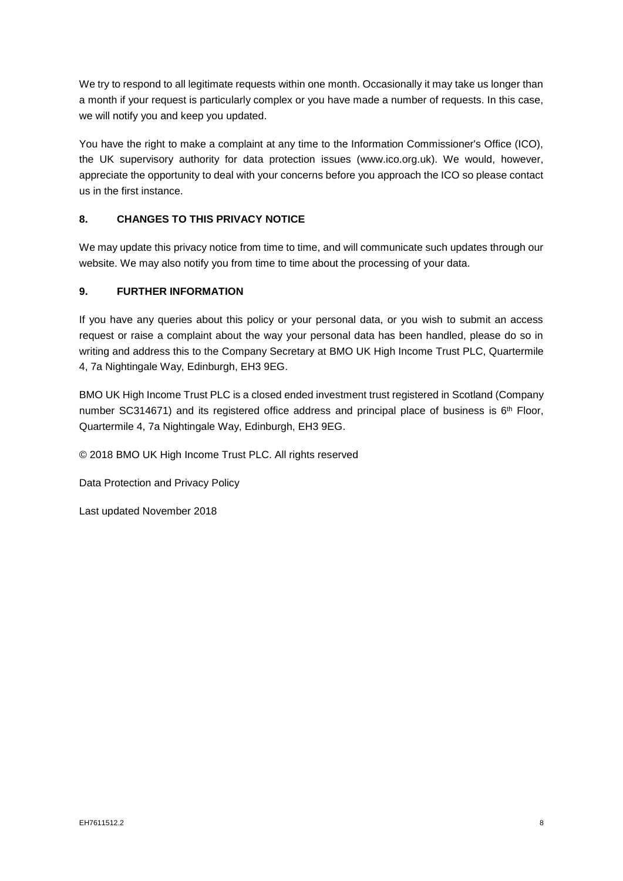We try to respond to all legitimate requests within one month. Occasionally it may take us longer than a month if your request is particularly complex or you have made a number of requests. In this case, we will notify you and keep you updated.

You have the right to make a complaint at any time to the Information Commissioner's Office (ICO), the UK supervisory authority for data protection issues (www.ico.org.uk). We would, however, appreciate the opportunity to deal with your concerns before you approach the ICO so please contact us in the first instance.

## 8. CHANGES TO THIS PRIVACY NOTICE

We may update this privacy notice from time to time, and will communicate such updates through our website. We may also notify you from time to time about the processing of your data.

## 9. FURTHER INFORMATION

If you have any queries about this policy or your personal data, or you wish to submit an access request or raise a complaint about the way your personal data has been handled, please do so in writing and address this to the Company Secretary at BMO UK High Income Trust PLC, Quartermile 4, 7a Nightingale Way, Edinburgh, EH3 9EG.

BMO UK High Income Trust PLC is a closed ended investment trust registered in Scotland (Company number SC314671) and its registered office address and principal place of business is 6th Floor, Quartermile 4, 7a Nightingale Way, Edinburgh, EH3 9EG.

© 2018 BMO UK High Income Trust PLC. All rights reserved

Data Protection and Privacy Policy

Last updated November 2018

EH7611512.2